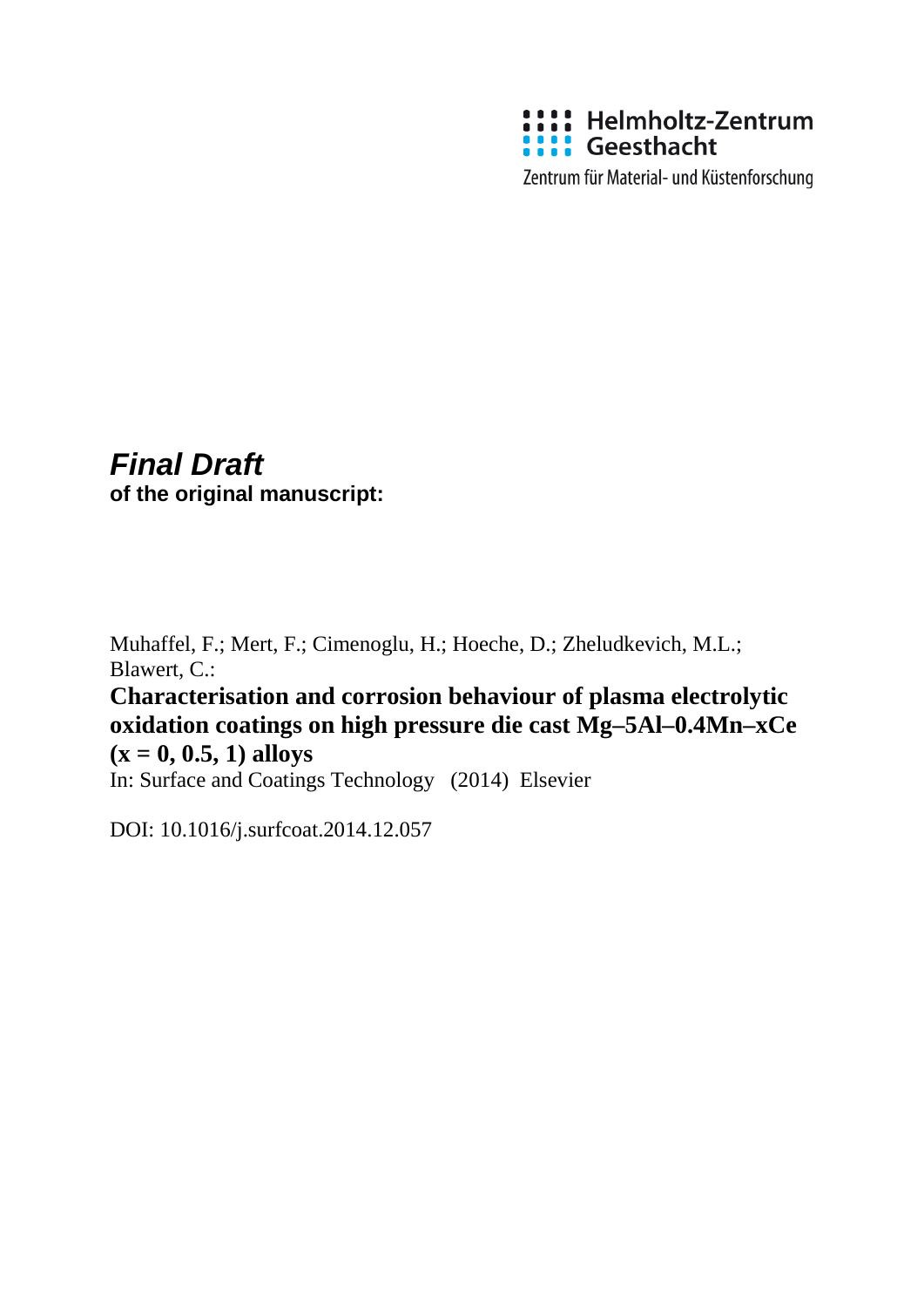Helmholtz-Zentrum Geesthacht

Zentrum für Material- und Küstenforschung

***Final Draft***

**of the original manuscript:**

Muhaffel, F.; Mert, F.; Cimenoglu, H.; Hoeche, D.; Zheludkevich, M.L.; Blawert, C.:

**Characterisation and corrosion behaviour of plasma electrolytic oxidation coatings on high pressure die cast Mg–5Al–0.4Mn–xCe (x = 0, 0.5, 1) alloys**

In: Surface and Coatings Technology (2014) Elsevier

DOI: 10.1016/j.surfcoat.2014.12.057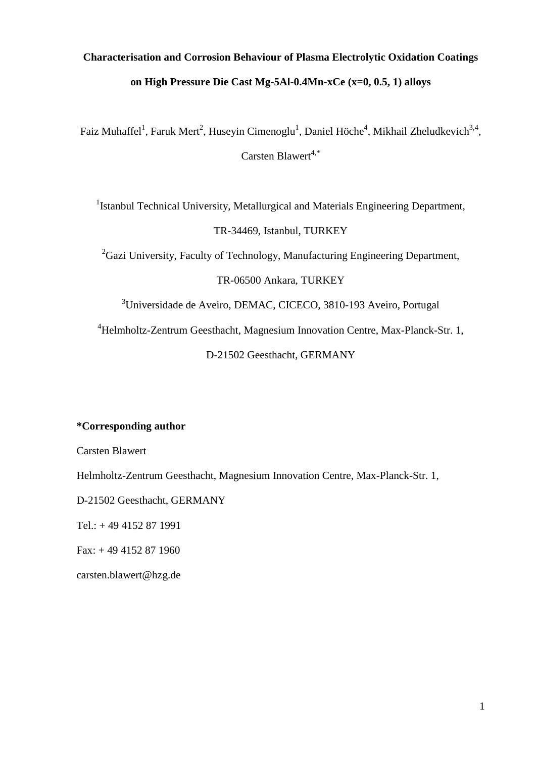# Characterisation and Corrosion Behaviour of Plasma Electrolytic Oxidation Coatings on High Pressure Die Cast Mg-5Al-0.4Mn-xCe (x=0, 0.5, 1) alloys

Faiz Muhaffel[1], Faruk Mert[2], Huseyin Cimenoglu[1], Daniel Höche[4], Mikhail Zheludkevich[3,4], Carsten Blawert[4,*]

[1]Istanbul Technical University, Metallurgical and Materials Engineering Department, TR-34469, Istanbul, TURKEY

[2]Gazi University, Faculty of Technology, Manufacturing Engineering Department, TR-06500 Ankara, TURKEY

[3]Universidade de Aveiro, DEMAC, CICECO, 3810-193 Aveiro, Portugal

[4]Helmholtz-Zentrum Geesthacht, Magnesium Innovation Centre, Max-Planck-Str. 1, D-21502 Geesthacht, GERMANY

**\*Corresponding author**

Carsten Blawert

Helmholtz-Zentrum Geesthacht, Magnesium Innovation Centre, Max-Planck-Str. 1,

D-21502 Geesthacht, GERMANY

Tel.: + 49 4152 87 1991

Fax: + 49 4152 87 1960

carsten.blawert@hzg.de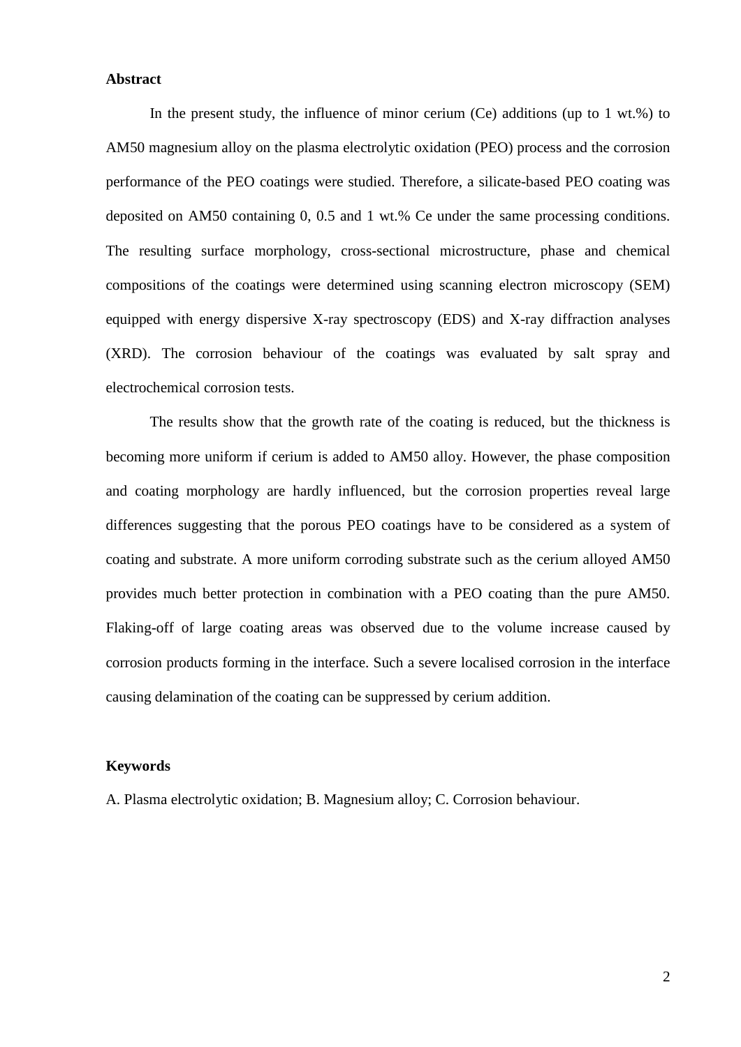**Abstract**

In the present study, the influence of minor cerium (Ce) additions (up to 1 wt.%) to AM50 magnesium alloy on the plasma electrolytic oxidation (PEO) process and the corrosion performance of the PEO coatings were studied. Therefore, a silicate-based PEO coating was deposited on AM50 containing 0, 0.5 and 1 wt.% Ce under the same processing conditions. The resulting surface morphology, cross-sectional microstructure, phase and chemical compositions of the coatings were determined using scanning electron microscopy (SEM) equipped with energy dispersive X-ray spectroscopy (EDS) and X-ray diffraction analyses (XRD). The corrosion behaviour of the coatings was evaluated by salt spray and electrochemical corrosion tests.

The results show that the growth rate of the coating is reduced, but the thickness is becoming more uniform if cerium is added to AM50 alloy. However, the phase composition and coating morphology are hardly influenced, but the corrosion properties reveal large differences suggesting that the porous PEO coatings have to be considered as a system of coating and substrate. A more uniform corroding substrate such as the cerium alloyed AM50 provides much better protection in combination with a PEO coating than the pure AM50. Flaking-off of large coating areas was observed due to the volume increase caused by corrosion products forming in the interface. Such a severe localised corrosion in the interface causing delamination of the coating can be suppressed by cerium addition.

**Keywords**

A. Plasma electrolytic oxidation; B. Magnesium alloy; C. Corrosion behaviour.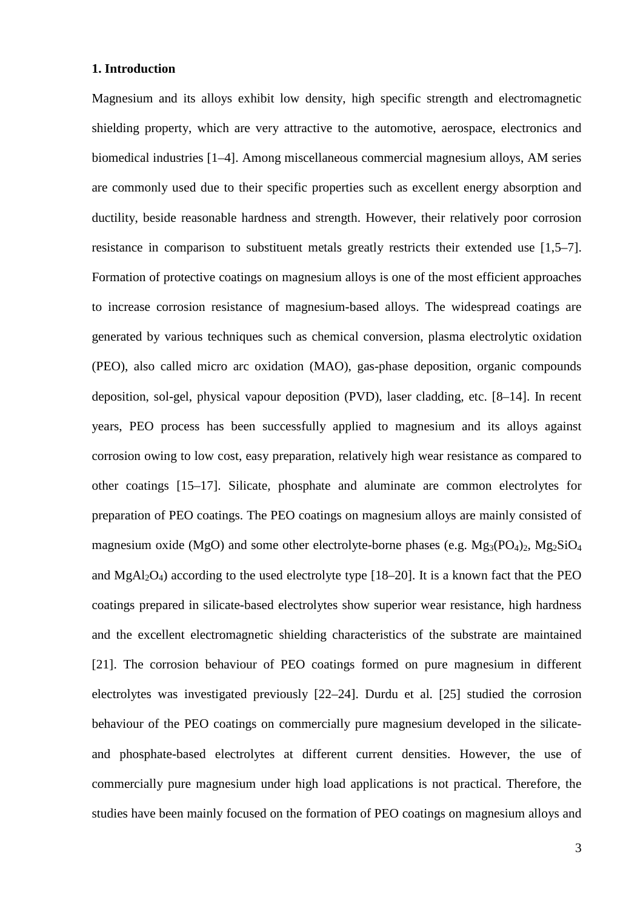## 1. Introduction

Magnesium and its alloys exhibit low density, high specific strength and electromagnetic shielding property, which are very attractive to the automotive, aerospace, electronics and biomedical industries [1–4]. Among miscellaneous commercial magnesium alloys, AM series are commonly used due to their specific properties such as excellent energy absorption and ductility, beside reasonable hardness and strength. However, their relatively poor corrosion resistance in comparison to substituent metals greatly restricts their extended use [1,5–7]. Formation of protective coatings on magnesium alloys is one of the most efficient approaches to increase corrosion resistance of magnesium-based alloys. The widespread coatings are generated by various techniques such as chemical conversion, plasma electrolytic oxidation (PEO), also called micro arc oxidation (MAO), gas-phase deposition, organic compounds deposition, sol-gel, physical vapour deposition (PVD), laser cladding, etc. [8–14]. In recent years, PEO process has been successfully applied to magnesium and its alloys against corrosion owing to low cost, easy preparation, relatively high wear resistance as compared to other coatings [15–17]. Silicate, phosphate and aluminate are common electrolytes for preparation of PEO coatings. The PEO coatings on magnesium alloys are mainly consisted of magnesium oxide (MgO) and some other electrolyte-borne phases (e.g. $Mg_3(PO_4)_2$, $Mg_2SiO_4$ and $MgAl_2O_4$) according to the used electrolyte type [18–20]. It is a known fact that the PEO coatings prepared in silicate-based electrolytes show superior wear resistance, high hardness and the excellent electromagnetic shielding characteristics of the substrate are maintained [21]. The corrosion behaviour of PEO coatings formed on pure magnesium in different electrolytes was investigated previously [22–24]. Durdu et al. [25] studied the corrosion behaviour of the PEO coatings on commercially pure magnesium developed in the silicate- and phosphate-based electrolytes at different current densities. However, the use of commercially pure magnesium under high load applications is not practical. Therefore, the studies have been mainly focused on the formation of PEO coatings on magnesium alloys and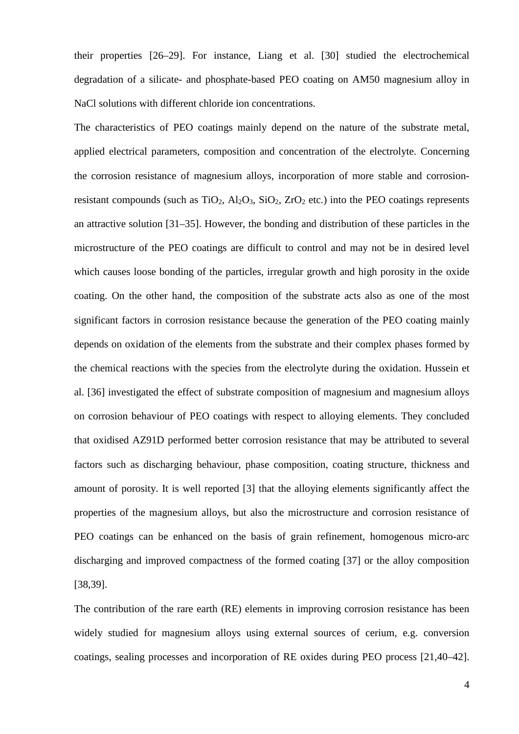their properties [26–29]. For instance, Liang et al. [30] studied the electrochemical degradation of a silicate- and phosphate-based PEO coating on AM50 magnesium alloy in NaCl solutions with different chloride ion concentrations.

The characteristics of PEO coatings mainly depend on the nature of the substrate metal, applied electrical parameters, composition and concentration of the electrolyte. Concerning the corrosion resistance of magnesium alloys, incorporation of more stable and corrosion-resistant compounds (such as $TiO_2$, $Al_2O_3$, $SiO_2$, $ZrO_2$ etc.) into the PEO coatings represents an attractive solution [31–35]. However, the bonding and distribution of these particles in the microstructure of the PEO coatings are difficult to control and may not be in desired level which causes loose bonding of the particles, irregular growth and high porosity in the oxide coating. On the other hand, the composition of the substrate acts also as one of the most significant factors in corrosion resistance because the generation of the PEO coating mainly depends on oxidation of the elements from the substrate and their complex phases formed by the chemical reactions with the species from the electrolyte during the oxidation. Hussein et al. [36] investigated the effect of substrate composition of magnesium and magnesium alloys on corrosion behaviour of PEO coatings with respect to alloying elements. They concluded that oxidised AZ91D performed better corrosion resistance that may be attributed to several factors such as discharging behaviour, phase composition, coating structure, thickness and amount of porosity. It is well reported [3] that the alloying elements significantly affect the properties of the magnesium alloys, but also the microstructure and corrosion resistance of PEO coatings can be enhanced on the basis of grain refinement, homogenous micro-arc discharging and improved compactness of the formed coating [37] or the alloy composition [38,39].

The contribution of the rare earth (RE) elements in improving corrosion resistance has been widely studied for magnesium alloys using external sources of cerium, e.g. conversion coatings, sealing processes and incorporation of RE oxides during PEO process [21,40–42].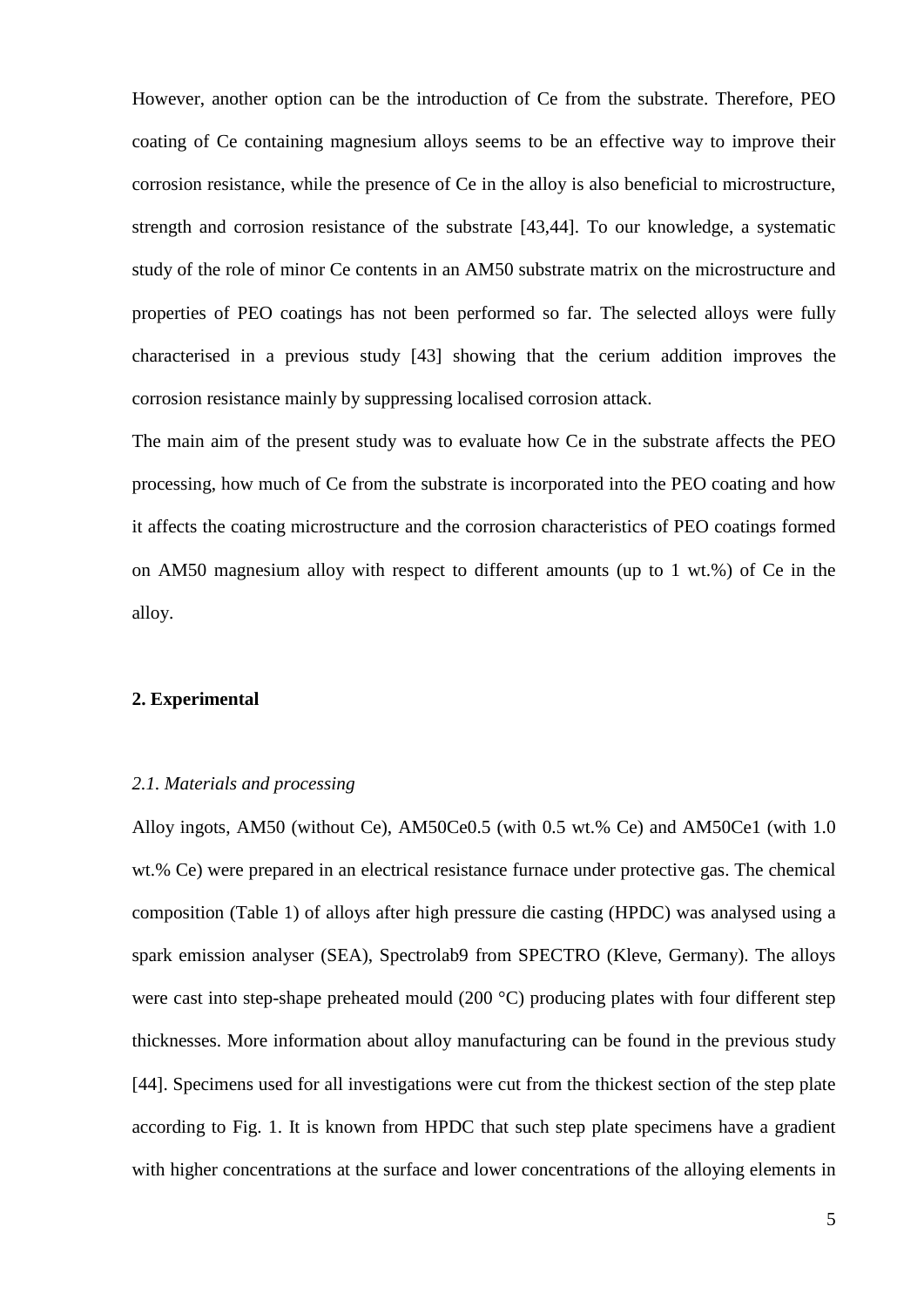However, another option can be the introduction of Ce from the substrate. Therefore, PEO coating of Ce containing magnesium alloys seems to be an effective way to improve their corrosion resistance, while the presence of Ce in the alloy is also beneficial to microstructure, strength and corrosion resistance of the substrate [43,44]. To our knowledge, a systematic study of the role of minor Ce contents in an AM50 substrate matrix on the microstructure and properties of PEO coatings has not been performed so far. The selected alloys were fully characterised in a previous study [43] showing that the cerium addition improves the corrosion resistance mainly by suppressing localised corrosion attack.

The main aim of the present study was to evaluate how Ce in the substrate affects the PEO processing, how much of Ce from the substrate is incorporated into the PEO coating and how it affects the coating microstructure and the corrosion characteristics of PEO coatings formed on AM50 magnesium alloy with respect to different amounts (up to 1 wt.%) of Ce in the alloy.

## 2. Experimental

### *2.1. Materials and processing*

Alloy ingots, AM50 (without Ce), AM50Ce0.5 (with 0.5 wt.% Ce) and AM50Ce1 (with 1.0 wt.% Ce) were prepared in an electrical resistance furnace under protective gas. The chemical composition (Table 1) of alloys after high pressure die casting (HPDC) was analysed using a spark emission analyser (SEA), Spectrolab9 from SPECTRO (Kleve, Germany). The alloys were cast into step-shape preheated mould (200 °C) producing plates with four different step thicknesses. More information about alloy manufacturing can be found in the previous study [44]. Specimens used for all investigations were cut from the thickest section of the step plate according to Fig. 1. It is known from HPDC that such step plate specimens have a gradient with higher concentrations at the surface and lower concentrations of the alloying elements in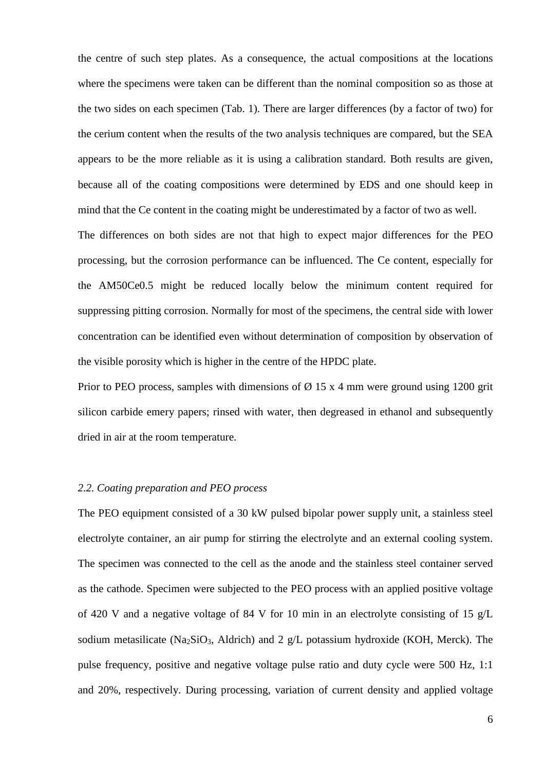the centre of such step plates. As a consequence, the actual compositions at the locations where the specimens were taken can be different than the nominal composition so as those at the two sides on each specimen (Tab. 1). There are larger differences (by a factor of two) for the cerium content when the results of the two analysis techniques are compared, but the SEA appears to be the more reliable as it is using a calibration standard. Both results are given, because all of the coating compositions were determined by EDS and one should keep in mind that the Ce content in the coating might be underestimated by a factor of two as well.

The differences on both sides are not that high to expect major differences for the PEO processing, but the corrosion performance can be influenced. The Ce content, especially for the AM50Ce0.5 might be reduced locally below the minimum content required for suppressing pitting corrosion. Normally for most of the specimens, the central side with lower concentration can be identified even without determination of composition by observation of the visible porosity which is higher in the centre of the HPDC plate.

Prior to PEO process, samples with dimensions of Ø 15 x 4 mm were ground using 1200 grit silicon carbide emery papers; rinsed with water, then degreased in ethanol and subsequently dried in air at the room temperature.

### *2.2. Coating preparation and PEO process*

The PEO equipment consisted of a 30 kW pulsed bipolar power supply unit, a stainless steel electrolyte container, an air pump for stirring the electrolyte and an external cooling system. The specimen was connected to the cell as the anode and the stainless steel container served as the cathode. Specimen were subjected to the PEO process with an applied positive voltage of 420 V and a negative voltage of 84 V for 10 min in an electrolyte consisting of 15 g/L sodium metasilicate ($Na_2SiO_3$, Aldrich) and 2 g/L potassium hydroxide (KOH, Merck). The pulse frequency, positive and negative voltage pulse ratio and duty cycle were 500 Hz, 1:1 and 20%, respectively. During processing, variation of current density and applied voltage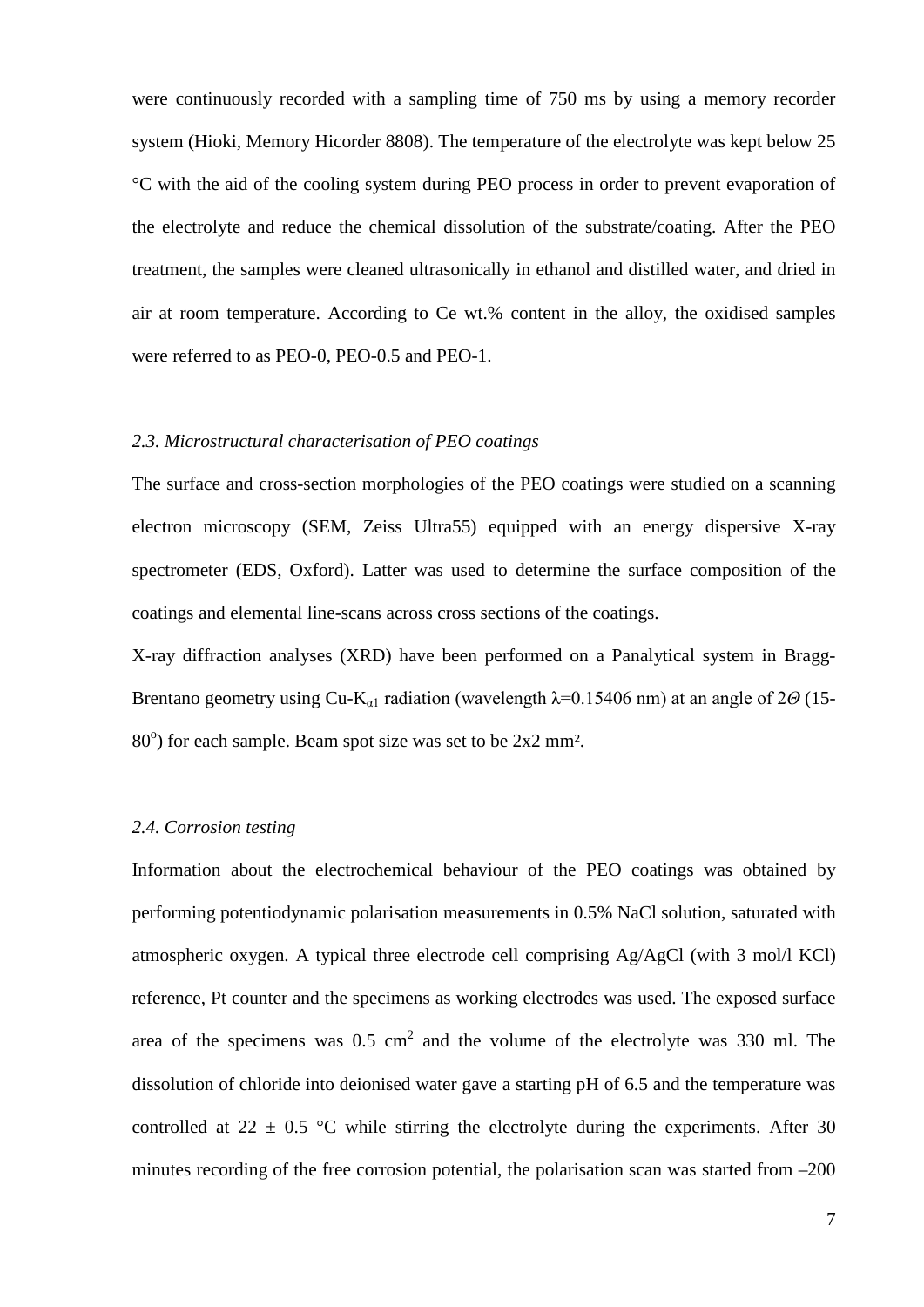were continuously recorded with a sampling time of 750 ms by using a memory recorder system (Hioki, Memory Hicorder 8808). The temperature of the electrolyte was kept below 25 °C with the aid of the cooling system during PEO process in order to prevent evaporation of the electrolyte and reduce the chemical dissolution of the substrate/coating. After the PEO treatment, the samples were cleaned ultrasonically in ethanol and distilled water, and dried in air at room temperature. According to Ce wt.% content in the alloy, the oxidised samples were referred to as PEO-0, PEO-0.5 and PEO-1.

### *2.3. Microstructural characterisation of PEO coatings*

The surface and cross-section morphologies of the PEO coatings were studied on a scanning electron microscopy (SEM, Zeiss Ultra55) equipped with an energy dispersive X-ray spectrometer (EDS, Oxford). Latter was used to determine the surface composition of the coatings and elemental line-scans across cross sections of the coatings.

X-ray diffraction analyses (XRD) have been performed on a Panalytical system in Bragg-Brentano geometry using Cu-$K_{\alpha 1}$ radiation (wavelength $\lambda$=0.15406 nm) at an angle of $2\Theta$ (15-80$^o$) for each sample. Beam spot size was set to be 2x2 mm².

### *2.4. Corrosion testing*

Information about the electrochemical behaviour of the PEO coatings was obtained by performing potentiodynamic polarisation measurements in 0.5% NaCl solution, saturated with atmospheric oxygen. A typical three electrode cell comprising Ag/AgCl (with 3 mol/l KCl) reference, Pt counter and the specimens as working electrodes was used. The exposed surface area of the specimens was 0.5 cm$^2$ and the volume of the electrolyte was 330 ml. The dissolution of chloride into deionised water gave a starting pH of 6.5 and the temperature was controlled at 22 ± 0.5 °C while stirring the electrolyte during the experiments. After 30 minutes recording of the free corrosion potential, the polarisation scan was started from –200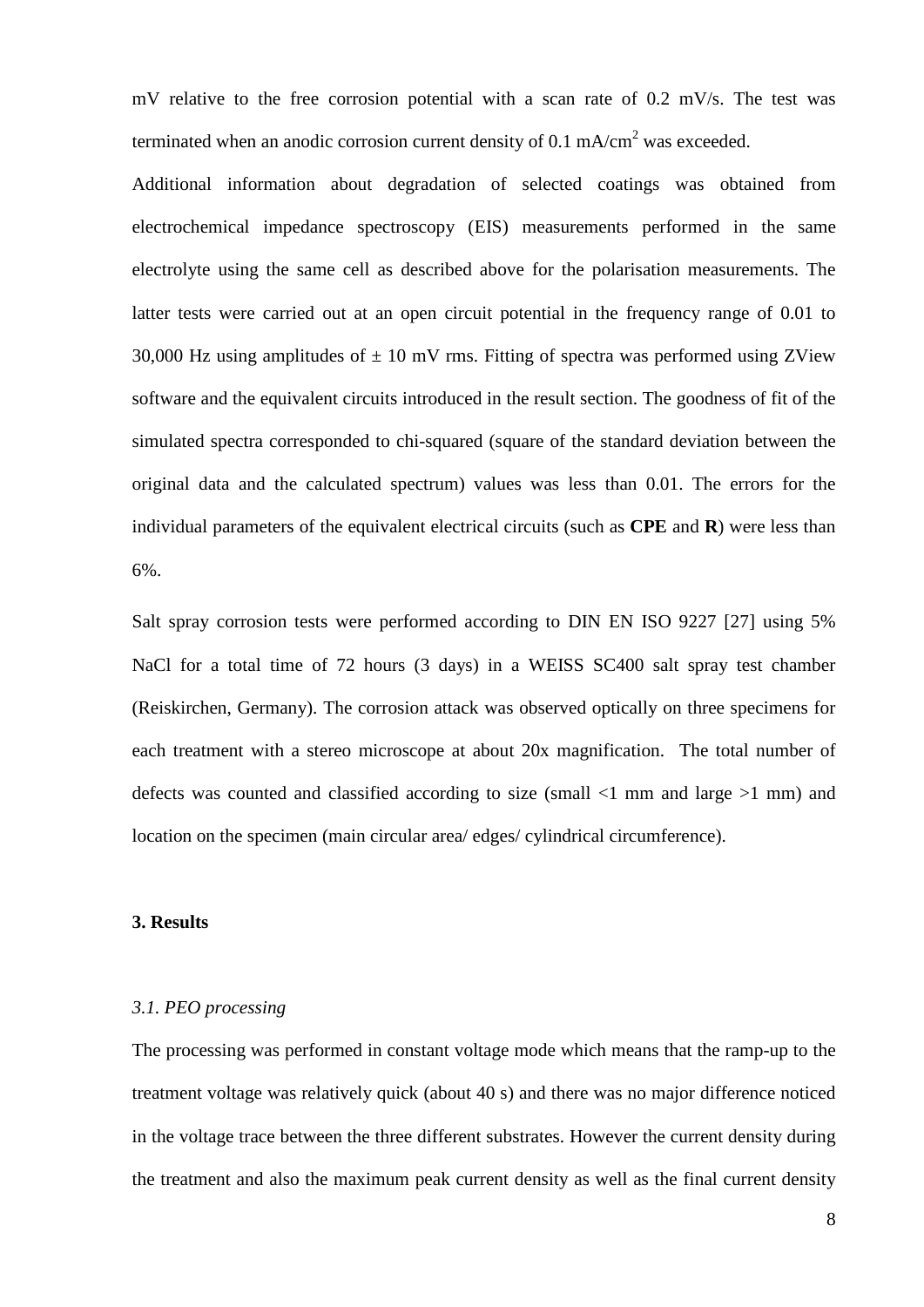mV relative to the free corrosion potential with a scan rate of 0.2 mV/s. The test was terminated when an anodic corrosion current density of 0.1 mA/cm$^2$ was exceeded.

Additional information about degradation of selected coatings was obtained from electrochemical impedance spectroscopy (EIS) measurements performed in the same electrolyte using the same cell as described above for the polarisation measurements. The latter tests were carried out at an open circuit potential in the frequency range of 0.01 to 30,000 Hz using amplitudes of ± 10 mV rms. Fitting of spectra was performed using ZView software and the equivalent circuits introduced in the result section. The goodness of fit of the simulated spectra corresponded to chi-squared (square of the standard deviation between the original data and the calculated spectrum) values was less than 0.01. The errors for the individual parameters of the equivalent electrical circuits (such as **CPE** and **R**) were less than 6%.

Salt spray corrosion tests were performed according to DIN EN ISO 9227 [27] using 5% NaCl for a total time of 72 hours (3 days) in a WEISS SC400 salt spray test chamber (Reiskirchen, Germany). The corrosion attack was observed optically on three specimens for each treatment with a stereo microscope at about 20x magnification. The total number of defects was counted and classified according to size (small <1 mm and large >1 mm) and location on the specimen (main circular area/ edges/ cylindrical circumference).

## 3. Results

### *3.1. PEO processing*

The processing was performed in constant voltage mode which means that the ramp-up to the treatment voltage was relatively quick (about 40 s) and there was no major difference noticed in the voltage trace between the three different substrates. However the current density during the treatment and also the maximum peak current density as well as the final current density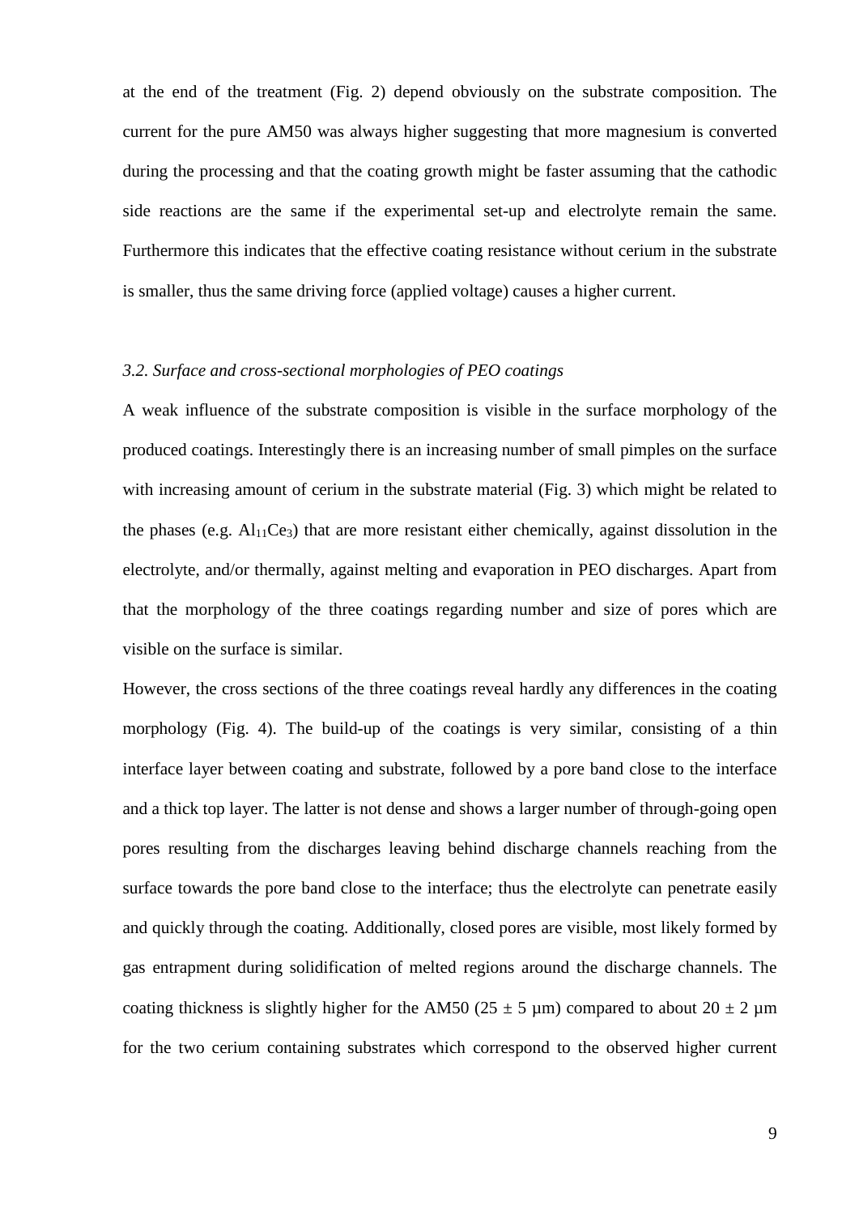at the end of the treatment (Fig. 2) depend obviously on the substrate composition. The current for the pure AM50 was always higher suggesting that more magnesium is converted during the processing and that the coating growth might be faster assuming that the cathodic side reactions are the same if the experimental set-up and electrolyte remain the same. Furthermore this indicates that the effective coating resistance without cerium in the substrate is smaller, thus the same driving force (applied voltage) causes a higher current.

### *3.2. Surface and cross-sectional morphologies of PEO coatings*

A weak influence of the substrate composition is visible in the surface morphology of the produced coatings. Interestingly there is an increasing number of small pimples on the surface with increasing amount of cerium in the substrate material (Fig. 3) which might be related to the phases (e.g. $Al_{11}Ce_3$) that are more resistant either chemically, against dissolution in the electrolyte, and/or thermally, against melting and evaporation in PEO discharges. Apart from that the morphology of the three coatings regarding number and size of pores which are visible on the surface is similar.

However, the cross sections of the three coatings reveal hardly any differences in the coating morphology (Fig. 4). The build-up of the coatings is very similar, consisting of a thin interface layer between coating and substrate, followed by a pore band close to the interface and a thick top layer. The latter is not dense and shows a larger number of through-going open pores resulting from the discharges leaving behind discharge channels reaching from the surface towards the pore band close to the interface; thus the electrolyte can penetrate easily and quickly through the coating. Additionally, closed pores are visible, most likely formed by gas entrapment during solidification of melted regions around the discharge channels. The coating thickness is slightly higher for the AM50 ($25 \pm 5$ µm) compared to about $20 \pm 2$ µm for the two cerium containing substrates which correspond to the observed higher current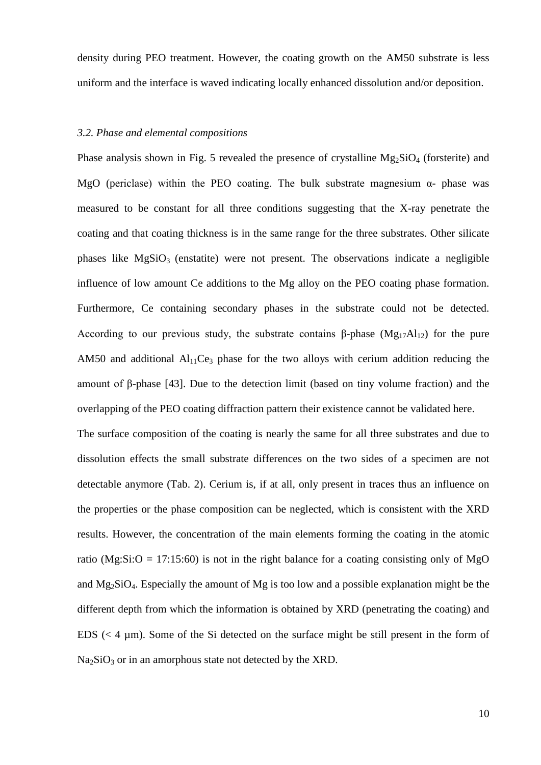density during PEO treatment. However, the coating growth on the AM50 substrate is less uniform and the interface is waved indicating locally enhanced dissolution and/or deposition.

### *3.2. Phase and elemental compositions*

Phase analysis shown in Fig. 5 revealed the presence of crystalline $Mg_2SiO_4$ (forsterite) and MgO (periclase) within the PEO coating. The bulk substrate magnesium α- phase was measured to be constant for all three conditions suggesting that the X-ray penetrate the coating and that coating thickness is in the same range for the three substrates. Other silicate phases like $MgSiO_3$ (enstatite) were not present. The observations indicate a negligible influence of low amount Ce additions to the Mg alloy on the PEO coating phase formation. Furthermore, Ce containing secondary phases in the substrate could not be detected. According to our previous study, the substrate contains β-phase ($Mg_{17}Al_{12}$) for the pure AM50 and additional $Al_{11}Ce_3$ phase for the two alloys with cerium addition reducing the amount of β-phase [43]. Due to the detection limit (based on tiny volume fraction) and the overlapping of the PEO coating diffraction pattern their existence cannot be validated here.

The surface composition of the coating is nearly the same for all three substrates and due to dissolution effects the small substrate differences on the two sides of a specimen are not detectable anymore (Tab. 2). Cerium is, if at all, only present in traces thus an influence on the properties or the phase composition can be neglected, which is consistent with the XRD results. However, the concentration of the main elements forming the coating in the atomic ratio (Mg:Si:O = 17:15:60) is not in the right balance for a coating consisting only of MgO and $Mg_2SiO_4$. Especially the amount of Mg is too low and a possible explanation might be the different depth from which the information is obtained by XRD (penetrating the coating) and EDS (< 4 µm). Some of the Si detected on the surface might be still present in the form of $Na_2SiO_3$ or in an amorphous state not detected by the XRD.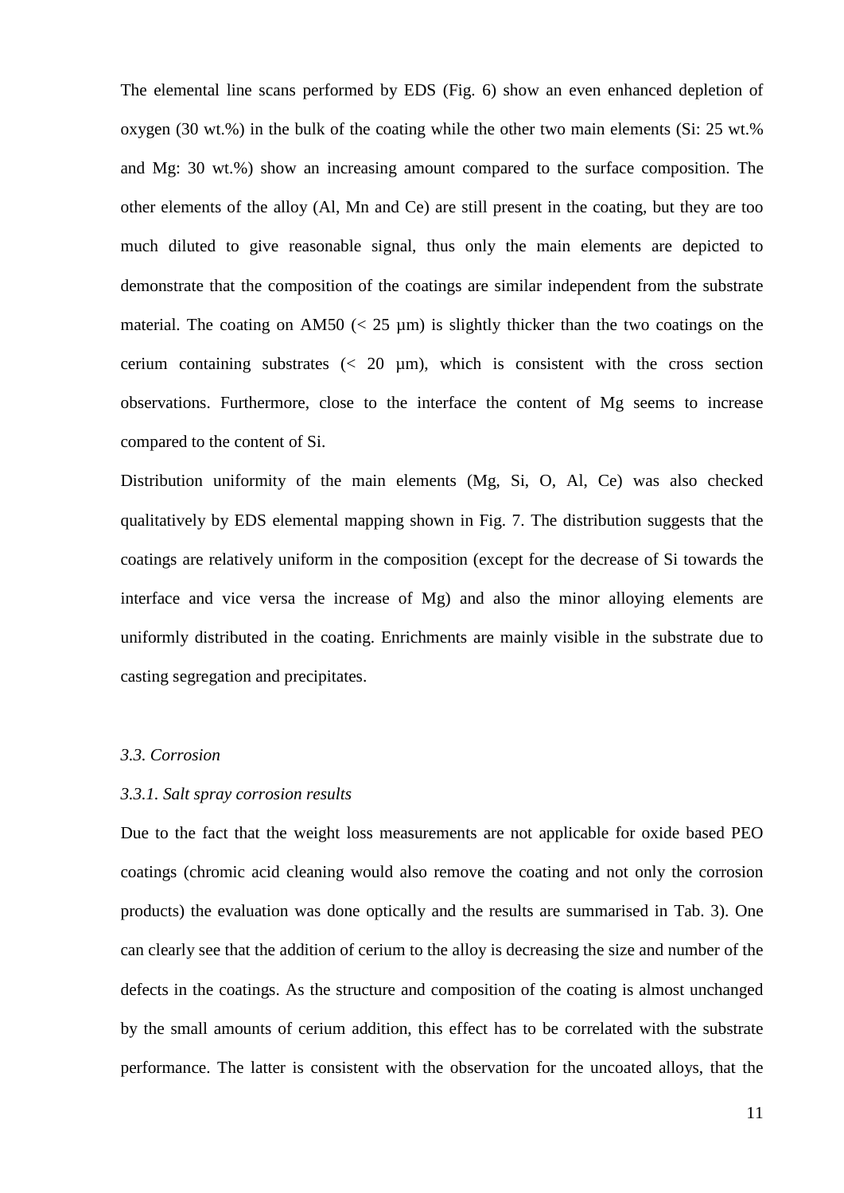The elemental line scans performed by EDS (Fig. 6) show an even enhanced depletion of oxygen (30 wt.%) in the bulk of the coating while the other two main elements (Si: 25 wt.% and Mg: 30 wt.%) show an increasing amount compared to the surface composition. The other elements of the alloy (Al, Mn and Ce) are still present in the coating, but they are too much diluted to give reasonable signal, thus only the main elements are depicted to demonstrate that the composition of the coatings are similar independent from the substrate material. The coating on AM50 (< 25 µm) is slightly thicker than the two coatings on the cerium containing substrates (< 20 µm), which is consistent with the cross section observations. Furthermore, close to the interface the content of Mg seems to increase compared to the content of Si.

Distribution uniformity of the main elements (Mg, Si, O, Al, Ce) was also checked qualitatively by EDS elemental mapping shown in Fig. 7. The distribution suggests that the coatings are relatively uniform in the composition (except for the decrease of Si towards the interface and vice versa the increase of Mg) and also the minor alloying elements are uniformly distributed in the coating. Enrichments are mainly visible in the substrate due to casting segregation and precipitates.

### *3.3. Corrosion*

#### *3.3.1. Salt spray corrosion results*

Due to the fact that the weight loss measurements are not applicable for oxide based PEO coatings (chromic acid cleaning would also remove the coating and not only the corrosion products) the evaluation was done optically and the results are summarised in Tab. 3). One can clearly see that the addition of cerium to the alloy is decreasing the size and number of the defects in the coatings. As the structure and composition of the coating is almost unchanged by the small amounts of cerium addition, this effect has to be correlated with the substrate performance. The latter is consistent with the observation for the uncoated alloys, that the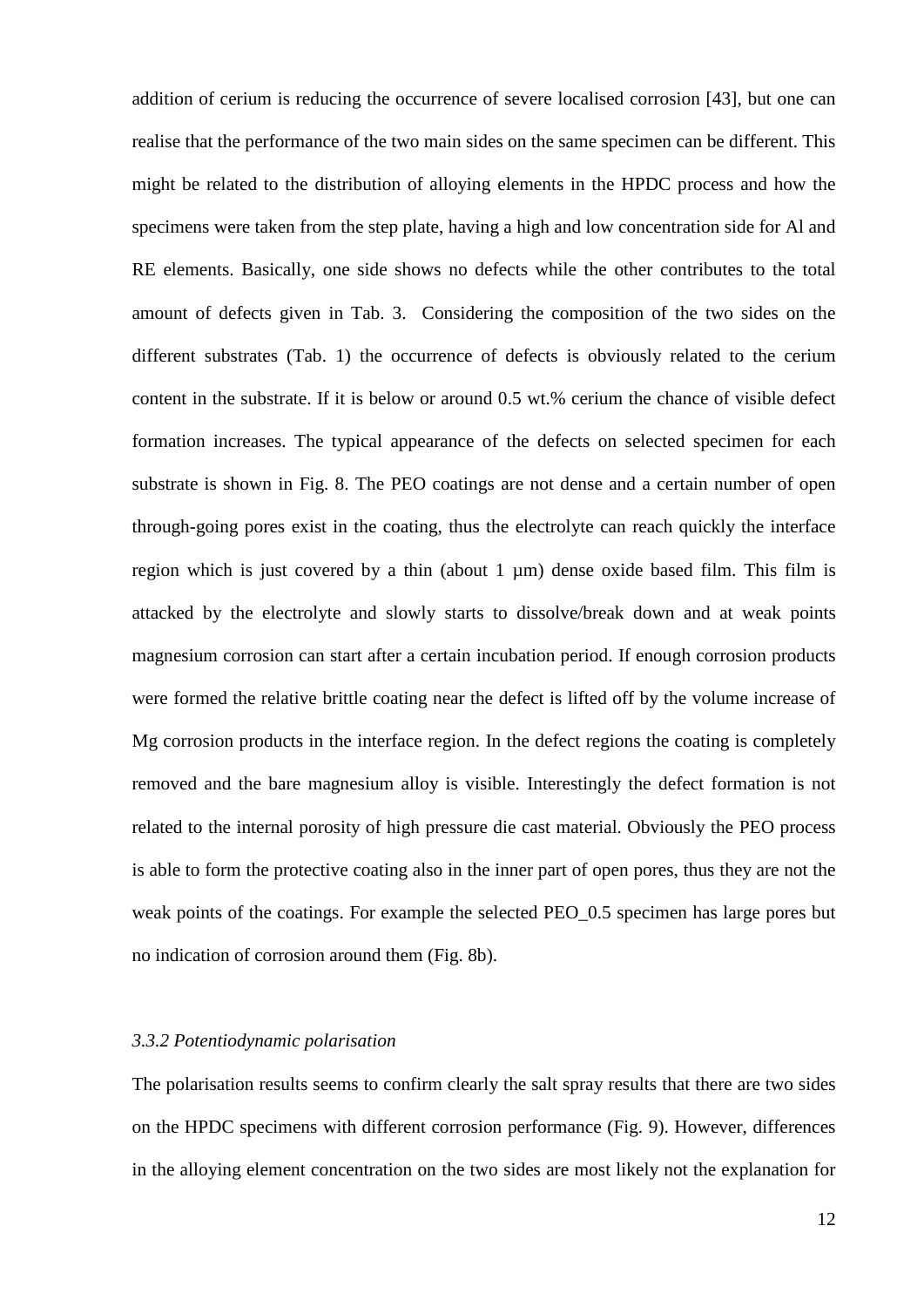addition of cerium is reducing the occurrence of severe localised corrosion [43], but one can realise that the performance of the two main sides on the same specimen can be different. This might be related to the distribution of alloying elements in the HPDC process and how the specimens were taken from the step plate, having a high and low concentration side for Al and RE elements. Basically, one side shows no defects while the other contributes to the total amount of defects given in Tab. 3. Considering the composition of the two sides on the different substrates (Tab. 1) the occurrence of defects is obviously related to the cerium content in the substrate. If it is below or around 0.5 wt.% cerium the chance of visible defect formation increases. The typical appearance of the defects on selected specimen for each substrate is shown in Fig. 8. The PEO coatings are not dense and a certain number of open through-going pores exist in the coating, thus the electrolyte can reach quickly the interface region which is just covered by a thin (about 1 µm) dense oxide based film. This film is attacked by the electrolyte and slowly starts to dissolve/break down and at weak points magnesium corrosion can start after a certain incubation period. If enough corrosion products were formed the relative brittle coating near the defect is lifted off by the volume increase of Mg corrosion products in the interface region. In the defect regions the coating is completely removed and the bare magnesium alloy is visible. Interestingly the defect formation is not related to the internal porosity of high pressure die cast material. Obviously the PEO process is able to form the protective coating also in the inner part of open pores, thus they are not the weak points of the coatings. For example the selected PEO_0.5 specimen has large pores but no indication of corrosion around them (Fig. 8b).

### *3.3.2 Potentiodynamic polarisation*

The polarisation results seems to confirm clearly the salt spray results that there are two sides on the HPDC specimens with different corrosion performance (Fig. 9). However, differences in the alloying element concentration on the two sides are most likely not the explanation for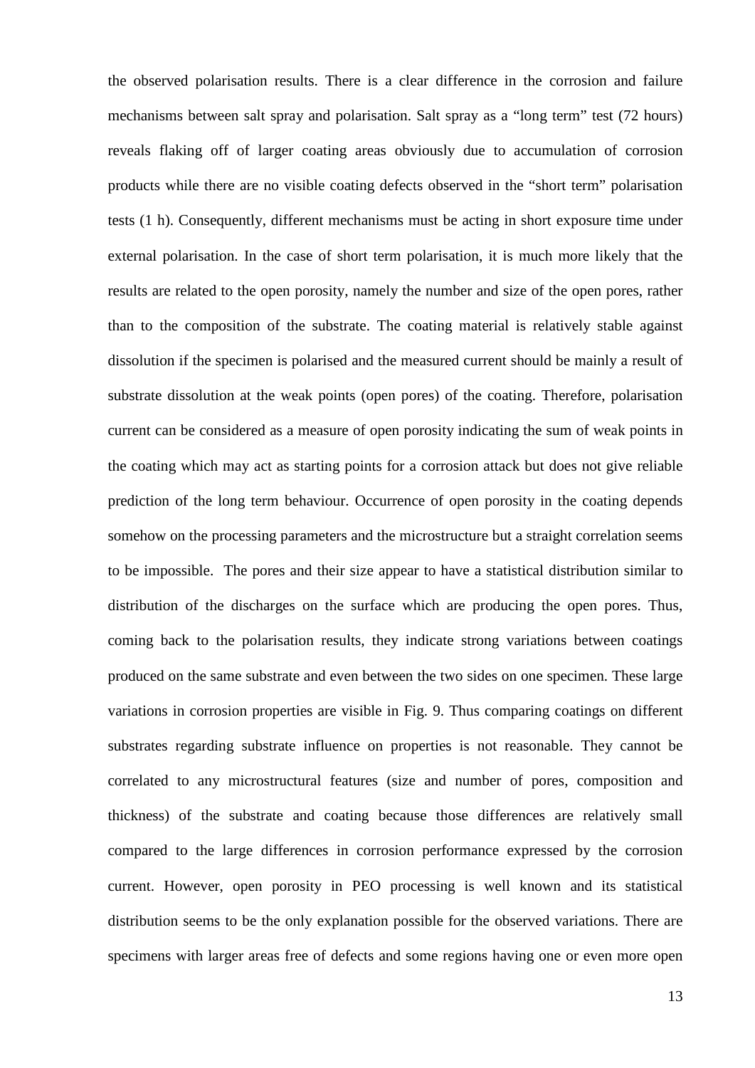the observed polarisation results. There is a clear difference in the corrosion and failure mechanisms between salt spray and polarisation. Salt spray as a "long term" test (72 hours) reveals flaking off of larger coating areas obviously due to accumulation of corrosion products while there are no visible coating defects observed in the "short term" polarisation tests (1 h). Consequently, different mechanisms must be acting in short exposure time under external polarisation. In the case of short term polarisation, it is much more likely that the results are related to the open porosity, namely the number and size of the open pores, rather than to the composition of the substrate. The coating material is relatively stable against dissolution if the specimen is polarised and the measured current should be mainly a result of substrate dissolution at the weak points (open pores) of the coating. Therefore, polarisation current can be considered as a measure of open porosity indicating the sum of weak points in the coating which may act as starting points for a corrosion attack but does not give reliable prediction of the long term behaviour. Occurrence of open porosity in the coating depends somehow on the processing parameters and the microstructure but a straight correlation seems to be impossible. The pores and their size appear to have a statistical distribution similar to distribution of the discharges on the surface which are producing the open pores. Thus, coming back to the polarisation results, they indicate strong variations between coatings produced on the same substrate and even between the two sides on one specimen. These large variations in corrosion properties are visible in Fig. 9. Thus comparing coatings on different substrates regarding substrate influence on properties is not reasonable. They cannot be correlated to any microstructural features (size and number of pores, composition and thickness) of the substrate and coating because those differences are relatively small compared to the large differences in corrosion performance expressed by the corrosion current. However, open porosity in PEO processing is well known and its statistical distribution seems to be the only explanation possible for the observed variations. There are specimens with larger areas free of defects and some regions having one or even more open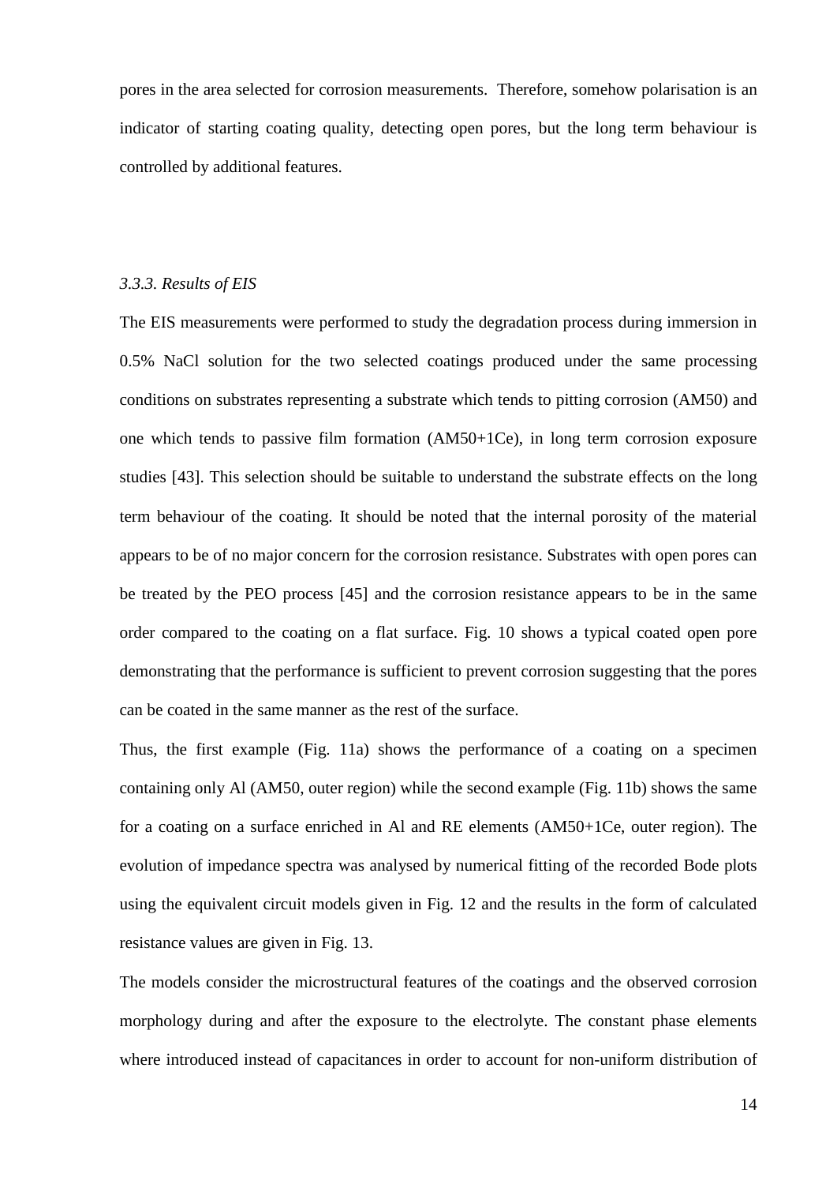pores in the area selected for corrosion measurements. Therefore, somehow polarisation is an indicator of starting coating quality, detecting open pores, but the long term behaviour is controlled by additional features.

### *3.3.3. Results of EIS*

The EIS measurements were performed to study the degradation process during immersion in 0.5% NaCl solution for the two selected coatings produced under the same processing conditions on substrates representing a substrate which tends to pitting corrosion (AM50) and one which tends to passive film formation (AM50+1Ce), in long term corrosion exposure studies [43]. This selection should be suitable to understand the substrate effects on the long term behaviour of the coating. It should be noted that the internal porosity of the material appears to be of no major concern for the corrosion resistance. Substrates with open pores can be treated by the PEO process [45] and the corrosion resistance appears to be in the same order compared to the coating on a flat surface. Fig. 10 shows a typical coated open pore demonstrating that the performance is sufficient to prevent corrosion suggesting that the pores can be coated in the same manner as the rest of the surface.

Thus, the first example (Fig. 11a) shows the performance of a coating on a specimen containing only Al (AM50, outer region) while the second example (Fig. 11b) shows the same for a coating on a surface enriched in Al and RE elements (AM50+1Ce, outer region). The evolution of impedance spectra was analysed by numerical fitting of the recorded Bode plots using the equivalent circuit models given in Fig. 12 and the results in the form of calculated resistance values are given in Fig. 13.

The models consider the microstructural features of the coatings and the observed corrosion morphology during and after the exposure to the electrolyte. The constant phase elements where introduced instead of capacitances in order to account for non-uniform distribution of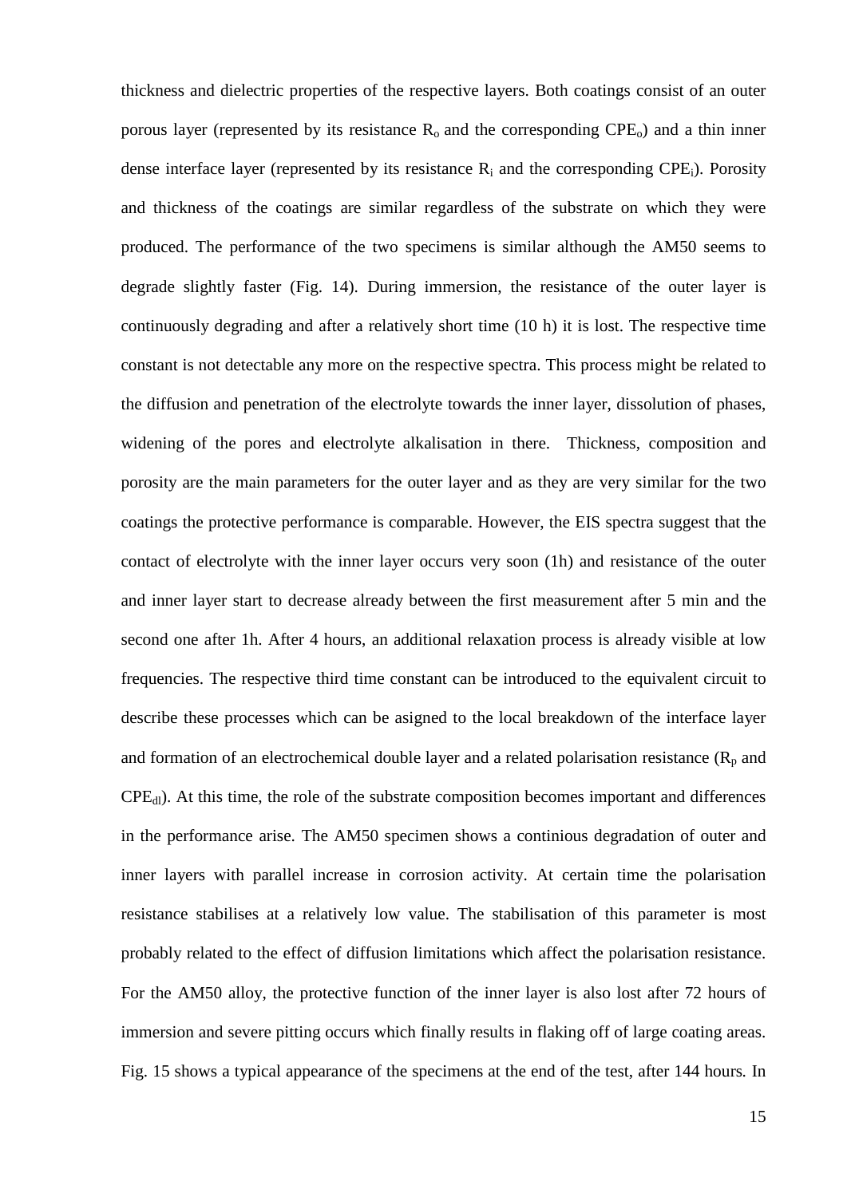thickness and dielectric properties of the respective layers. Both coatings consist of an outer porous layer (represented by its resistance $R_o$ and the corresponding $CPE_o$) and a thin inner dense interface layer (represented by its resistance $R_i$ and the corresponding $CPE_i$). Porosity and thickness of the coatings are similar regardless of the substrate on which they were produced. The performance of the two specimens is similar although the AM50 seems to degrade slightly faster (Fig. 14). During immersion, the resistance of the outer layer is continuously degrading and after a relatively short time (10 h) it is lost. The respective time constant is not detectable any more on the respective spectra. This process might be related to the diffusion and penetration of the electrolyte towards the inner layer, dissolution of phases, widening of the pores and electrolyte alkalisation in there. Thickness, composition and porosity are the main parameters for the outer layer and as they are very similar for the two coatings the protective performance is comparable. However, the EIS spectra suggest that the contact of electrolyte with the inner layer occurs very soon (1h) and resistance of the outer and inner layer start to decrease already between the first measurement after 5 min and the second one after 1h. After 4 hours, an additional relaxation process is already visible at low frequencies. The respective third time constant can be introduced to the equivalent circuit to describe these processes which can be asigned to the local breakdown of the interface layer and formation of an electrochemical double layer and a related polarisation resistance ($R_p$ and $CPE_{dl}$). At this time, the role of the substrate composition becomes important and differences in the performance arise. The AM50 specimen shows a continious degradation of outer and inner layers with parallel increase in corrosion activity. At certain time the polarisation resistance stabilises at a relatively low value. The stabilisation of this parameter is most probably related to the effect of diffusion limitations which affect the polarisation resistance. For the AM50 alloy, the protective function of the inner layer is also lost after 72 hours of immersion and severe pitting occurs which finally results in flaking off of large coating areas. Fig. 15 shows a typical appearance of the specimens at the end of the test, after 144 hours. In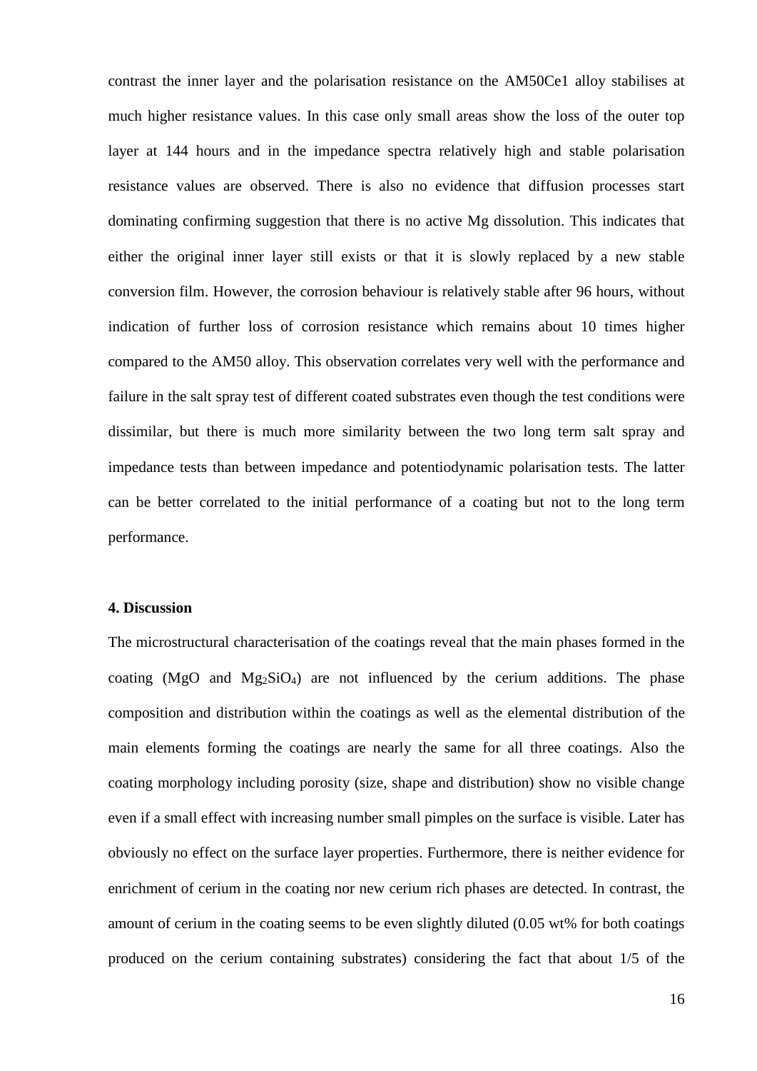contrast the inner layer and the polarisation resistance on the AM50Ce1 alloy stabilises at much higher resistance values. In this case only small areas show the loss of the outer top layer at 144 hours and in the impedance spectra relatively high and stable polarisation resistance values are observed. There is also no evidence that diffusion processes start dominating confirming suggestion that there is no active Mg dissolution. This indicates that either the original inner layer still exists or that it is slowly replaced by a new stable conversion film. However, the corrosion behaviour is relatively stable after 96 hours, without indication of further loss of corrosion resistance which remains about 10 times higher compared to the AM50 alloy. This observation correlates very well with the performance and failure in the salt spray test of different coated substrates even though the test conditions were dissimilar, but there is much more similarity between the two long term salt spray and impedance tests than between impedance and potentiodynamic polarisation tests. The latter can be better correlated to the initial performance of a coating but not to the long term performance.

**4. Discussion**

The microstructural characterisation of the coatings reveal that the main phases formed in the coating ($MgO$ and $Mg_2SiO_4$) are not influenced by the cerium additions. The phase composition and distribution within the coatings as well as the elemental distribution of the main elements forming the coatings are nearly the same for all three coatings. Also the coating morphology including porosity (size, shape and distribution) show no visible change even if a small effect with increasing number small pimples on the surface is visible. Later has obviously no effect on the surface layer properties. Furthermore, there is neither evidence for enrichment of cerium in the coating nor new cerium rich phases are detected. In contrast, the amount of cerium in the coating seems to be even slightly diluted (0.05 wt% for both coatings produced on the cerium containing substrates) considering the fact that about 1/5 of the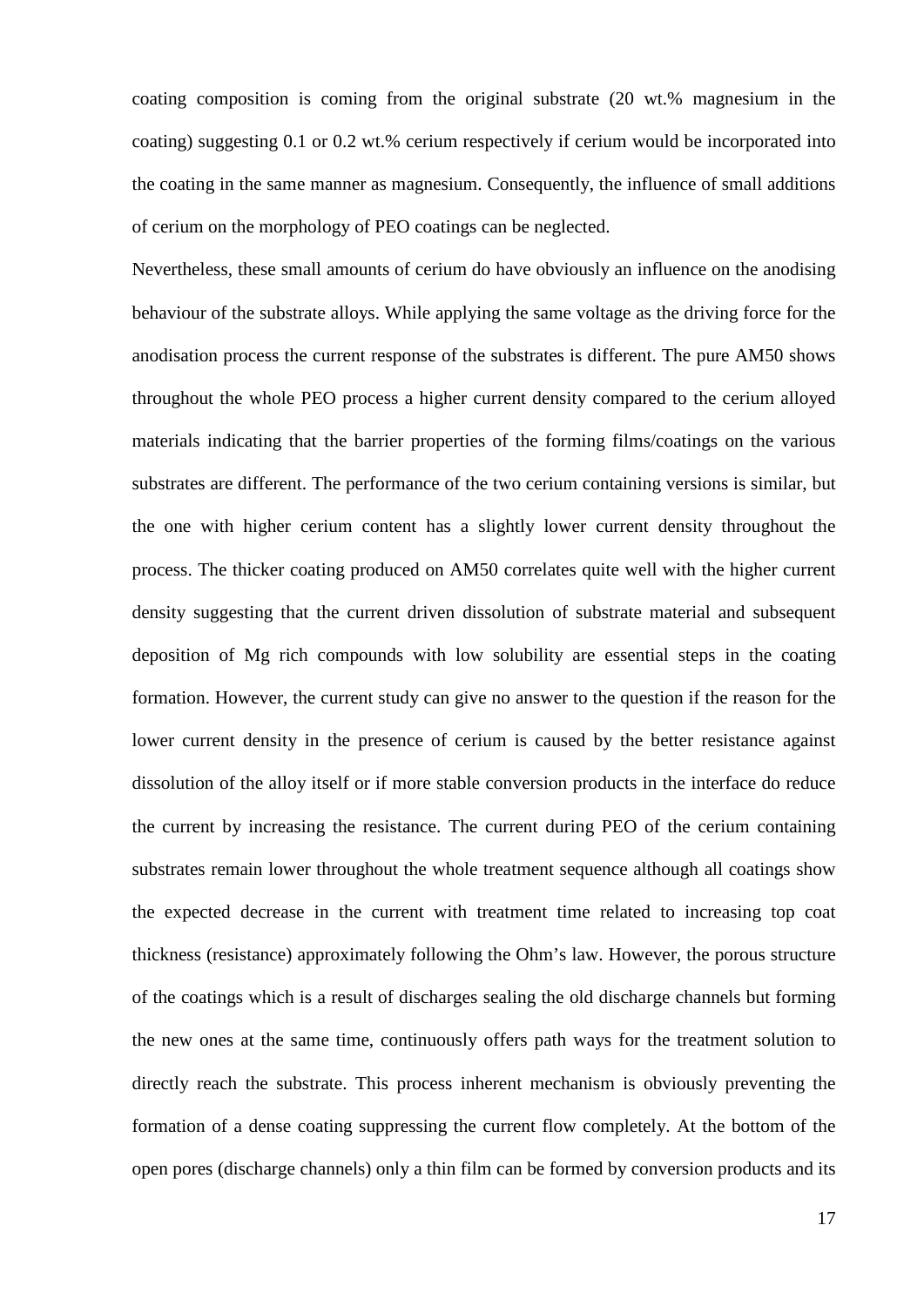coating composition is coming from the original substrate (20 wt.% magnesium in the coating) suggesting 0.1 or 0.2 wt.% cerium respectively if cerium would be incorporated into the coating in the same manner as magnesium. Consequently, the influence of small additions of cerium on the morphology of PEO coatings can be neglected.

Nevertheless, these small amounts of cerium do have obviously an influence on the anodising behaviour of the substrate alloys. While applying the same voltage as the driving force for the anodisation process the current response of the substrates is different. The pure AM50 shows throughout the whole PEO process a higher current density compared to the cerium alloyed materials indicating that the barrier properties of the forming films/coatings on the various substrates are different. The performance of the two cerium containing versions is similar, but the one with higher cerium content has a slightly lower current density throughout the process. The thicker coating produced on AM50 correlates quite well with the higher current density suggesting that the current driven dissolution of substrate material and subsequent deposition of Mg rich compounds with low solubility are essential steps in the coating formation. However, the current study can give no answer to the question if the reason for the lower current density in the presence of cerium is caused by the better resistance against dissolution of the alloy itself or if more stable conversion products in the interface do reduce the current by increasing the resistance. The current during PEO of the cerium containing substrates remain lower throughout the whole treatment sequence although all coatings show the expected decrease in the current with treatment time related to increasing top coat thickness (resistance) approximately following the Ohm's law. However, the porous structure of the coatings which is a result of discharges sealing the old discharge channels but forming the new ones at the same time, continuously offers path ways for the treatment solution to directly reach the substrate. This process inherent mechanism is obviously preventing the formation of a dense coating suppressing the current flow completely. At the bottom of the open pores (discharge channels) only a thin film can be formed by conversion products and its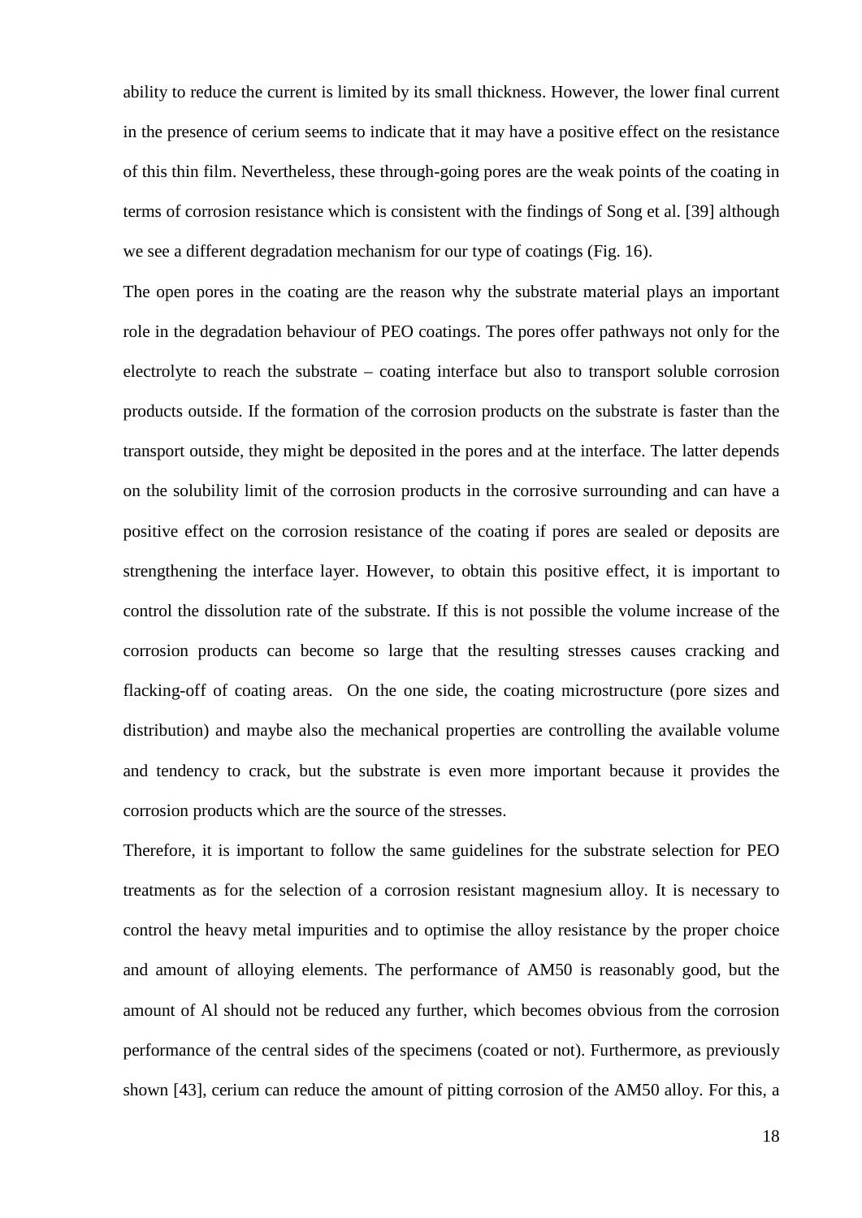ability to reduce the current is limited by its small thickness. However, the lower final current in the presence of cerium seems to indicate that it may have a positive effect on the resistance of this thin film. Nevertheless, these through-going pores are the weak points of the coating in terms of corrosion resistance which is consistent with the findings of Song et al. [39] although we see a different degradation mechanism for our type of coatings (Fig. 16).

The open pores in the coating are the reason why the substrate material plays an important role in the degradation behaviour of PEO coatings. The pores offer pathways not only for the electrolyte to reach the substrate – coating interface but also to transport soluble corrosion products outside. If the formation of the corrosion products on the substrate is faster than the transport outside, they might be deposited in the pores and at the interface. The latter depends on the solubility limit of the corrosion products in the corrosive surrounding and can have a positive effect on the corrosion resistance of the coating if pores are sealed or deposits are strengthening the interface layer. However, to obtain this positive effect, it is important to control the dissolution rate of the substrate. If this is not possible the volume increase of the corrosion products can become so large that the resulting stresses causes cracking and flacking-off of coating areas. On the one side, the coating microstructure (pore sizes and distribution) and maybe also the mechanical properties are controlling the available volume and tendency to crack, but the substrate is even more important because it provides the corrosion products which are the source of the stresses.

Therefore, it is important to follow the same guidelines for the substrate selection for PEO treatments as for the selection of a corrosion resistant magnesium alloy. It is necessary to control the heavy metal impurities and to optimise the alloy resistance by the proper choice and amount of alloying elements. The performance of AM50 is reasonably good, but the amount of Al should not be reduced any further, which becomes obvious from the corrosion performance of the central sides of the specimens (coated or not). Furthermore, as previously shown [43], cerium can reduce the amount of pitting corrosion of the AM50 alloy. For this, a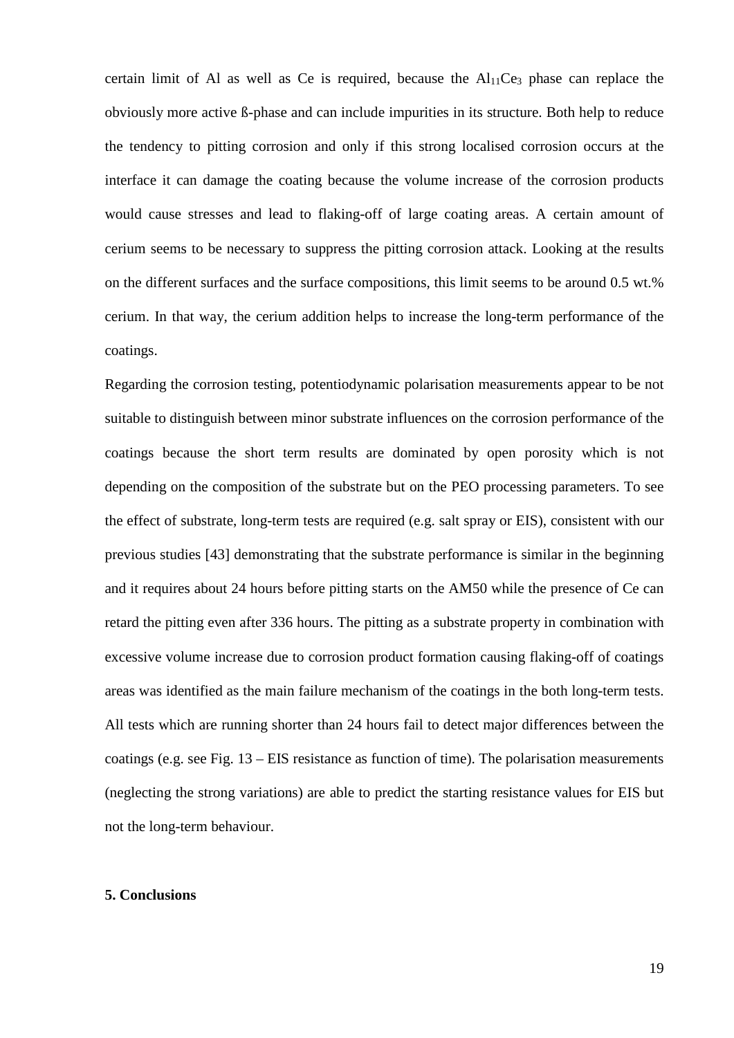certain limit of Al as well as Ce is required, because the $Al_{11}Ce_3$ phase can replace the obviously more active ß-phase and can include impurities in its structure. Both help to reduce the tendency to pitting corrosion and only if this strong localised corrosion occurs at the interface it can damage the coating because the volume increase of the corrosion products would cause stresses and lead to flaking-off of large coating areas. A certain amount of cerium seems to be necessary to suppress the pitting corrosion attack. Looking at the results on the different surfaces and the surface compositions, this limit seems to be around 0.5 wt.% cerium. In that way, the cerium addition helps to increase the long-term performance of the coatings.

Regarding the corrosion testing, potentiodynamic polarisation measurements appear to be not suitable to distinguish between minor substrate influences on the corrosion performance of the coatings because the short term results are dominated by open porosity which is not depending on the composition of the substrate but on the PEO processing parameters. To see the effect of substrate, long-term tests are required (e.g. salt spray or EIS), consistent with our previous studies [43] demonstrating that the substrate performance is similar in the beginning and it requires about 24 hours before pitting starts on the AM50 while the presence of Ce can retard the pitting even after 336 hours. The pitting as a substrate property in combination with excessive volume increase due to corrosion product formation causing flaking-off of coatings areas was identified as the main failure mechanism of the coatings in the both long-term tests. All tests which are running shorter than 24 hours fail to detect major differences between the coatings (e.g. see Fig. 13 – EIS resistance as function of time). The polarisation measurements (neglecting the strong variations) are able to predict the starting resistance values for EIS but not the long-term behaviour.

## 5. Conclusions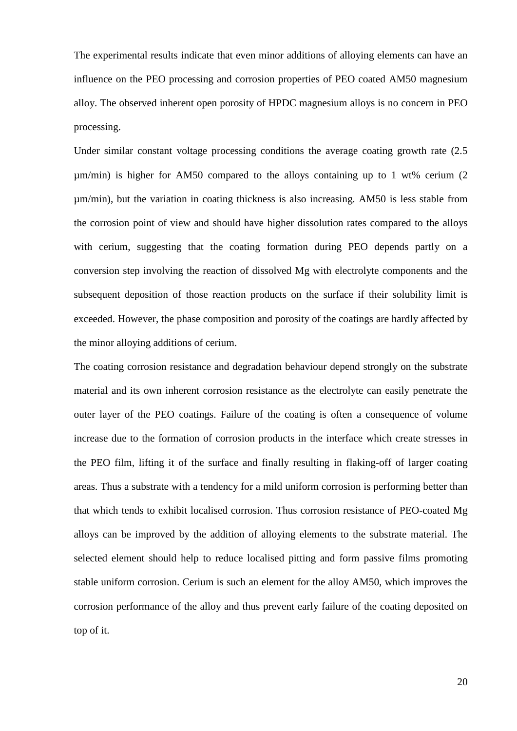The experimental results indicate that even minor additions of alloying elements can have an influence on the PEO processing and corrosion properties of PEO coated AM50 magnesium alloy. The observed inherent open porosity of HPDC magnesium alloys is no concern in PEO processing.

Under similar constant voltage processing conditions the average coating growth rate (2.5 µm/min) is higher for AM50 compared to the alloys containing up to 1 wt% cerium (2 µm/min), but the variation in coating thickness is also increasing. AM50 is less stable from the corrosion point of view and should have higher dissolution rates compared to the alloys with cerium, suggesting that the coating formation during PEO depends partly on a conversion step involving the reaction of dissolved Mg with electrolyte components and the subsequent deposition of those reaction products on the surface if their solubility limit is exceeded. However, the phase composition and porosity of the coatings are hardly affected by the minor alloying additions of cerium.

The coating corrosion resistance and degradation behaviour depend strongly on the substrate material and its own inherent corrosion resistance as the electrolyte can easily penetrate the outer layer of the PEO coatings. Failure of the coating is often a consequence of volume increase due to the formation of corrosion products in the interface which create stresses in the PEO film, lifting it of the surface and finally resulting in flaking-off of larger coating areas. Thus a substrate with a tendency for a mild uniform corrosion is performing better than that which tends to exhibit localised corrosion. Thus corrosion resistance of PEO-coated Mg alloys can be improved by the addition of alloying elements to the substrate material. The selected element should help to reduce localised pitting and form passive films promoting stable uniform corrosion. Cerium is such an element for the alloy AM50, which improves the corrosion performance of the alloy and thus prevent early failure of the coating deposited on top of it.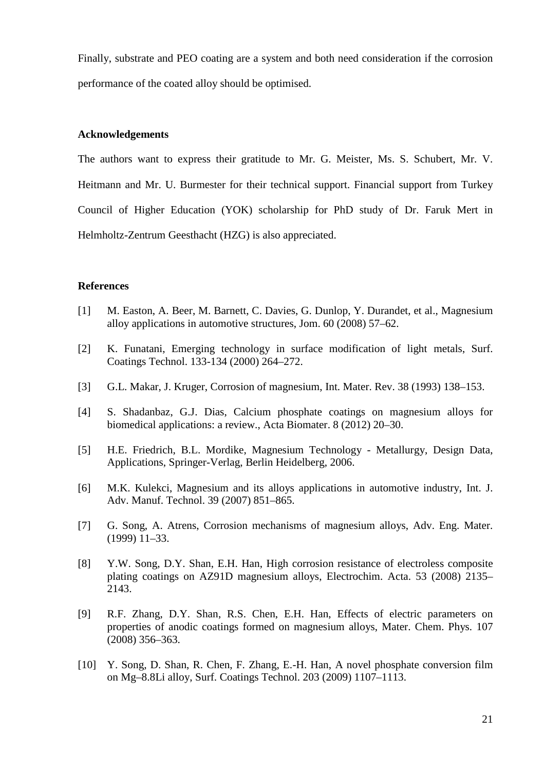Finally, substrate and PEO coating are a system and both need consideration if the corrosion performance of the coated alloy should be optimised.

## Acknowledgements

The authors want to express their gratitude to Mr. G. Meister, Ms. S. Schubert, Mr. V. Heitmann and Mr. U. Burmester for their technical support. Financial support from Turkey Council of Higher Education (YOK) scholarship for PhD study of Dr. Faruk Mert in Helmholtz-Zentrum Geesthacht (HZG) is also appreciated.

## References

[1] M. Easton, A. Beer, M. Barnett, C. Davies, G. Dunlop, Y. Durandet, et al., Magnesium alloy applications in automotive structures, Jom. 60 (2008) 57–62.

[2] K. Funatani, Emerging technology in surface modification of light metals, Surf. Coatings Technol. 133-134 (2000) 264–272.

[3] G.L. Makar, J. Kruger, Corrosion of magnesium, Int. Mater. Rev. 38 (1993) 138–153.

[4] S. Shadanbaz, G.J. Dias, Calcium phosphate coatings on magnesium alloys for biomedical applications: a review., Acta Biomater. 8 (2012) 20–30.

[5] H.E. Friedrich, B.L. Mordike, Magnesium Technology - Metallurgy, Design Data, Applications, Springer-Verlag, Berlin Heidelberg, 2006.

[6] M.K. Kulekci, Magnesium and its alloys applications in automotive industry, Int. J. Adv. Manuf. Technol. 39 (2007) 851–865.

[7] G. Song, A. Atrens, Corrosion mechanisms of magnesium alloys, Adv. Eng. Mater. (1999) 11–33.

[8] Y.W. Song, D.Y. Shan, E.H. Han, High corrosion resistance of electroless composite plating coatings on AZ91D magnesium alloys, Electrochim. Acta. 53 (2008) 2135–2143.

[9] R.F. Zhang, D.Y. Shan, R.S. Chen, E.H. Han, Effects of electric parameters on properties of anodic coatings formed on magnesium alloys, Mater. Chem. Phys. 107 (2008) 356–363.

[10] Y. Song, D. Shan, R. Chen, F. Zhang, E.-H. Han, A novel phosphate conversion film on Mg–8.8Li alloy, Surf. Coatings Technol. 203 (2009) 1107–1113.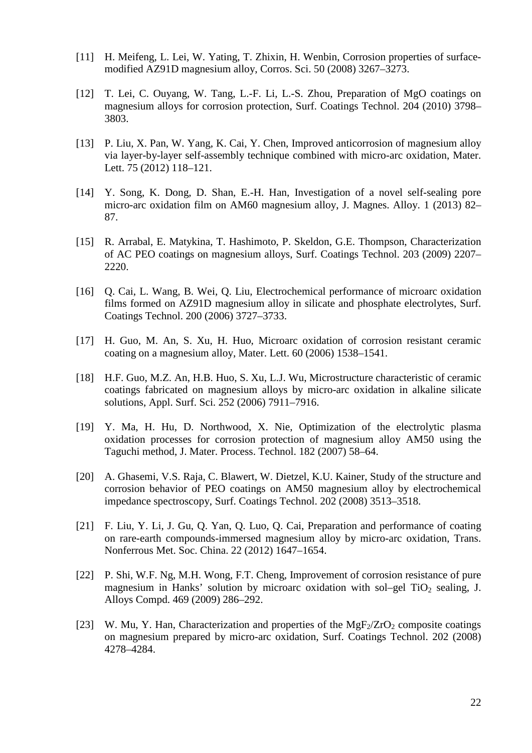[11] H. Meifeng, L. Lei, W. Yating, T. Zhixin, H. Wenbin, Corrosion properties of surface-modified AZ91D magnesium alloy, Corros. Sci. 50 (2008) 3267–3273.

[12] T. Lei, C. Ouyang, W. Tang, L.-F. Li, L.-S. Zhou, Preparation of MgO coatings on magnesium alloys for corrosion protection, Surf. Coatings Technol. 204 (2010) 3798–3803.

[13] P. Liu, X. Pan, W. Yang, K. Cai, Y. Chen, Improved anticorrosion of magnesium alloy via layer-by-layer self-assembly technique combined with micro-arc oxidation, Mater. Lett. 75 (2012) 118–121.

[14] Y. Song, K. Dong, D. Shan, E.-H. Han, Investigation of a novel self-sealing pore micro-arc oxidation film on AM60 magnesium alloy, J. Magnes. Alloy. 1 (2013) 82–87.

[15] R. Arrabal, E. Matykina, T. Hashimoto, P. Skeldon, G.E. Thompson, Characterization of AC PEO coatings on magnesium alloys, Surf. Coatings Technol. 203 (2009) 2207–2220.

[16] Q. Cai, L. Wang, B. Wei, Q. Liu, Electrochemical performance of microarc oxidation films formed on AZ91D magnesium alloy in silicate and phosphate electrolytes, Surf. Coatings Technol. 200 (2006) 3727–3733.

[17] H. Guo, M. An, S. Xu, H. Huo, Microarc oxidation of corrosion resistant ceramic coating on a magnesium alloy, Mater. Lett. 60 (2006) 1538–1541.

[18] H.F. Guo, M.Z. An, H.B. Huo, S. Xu, L.J. Wu, Microstructure characteristic of ceramic coatings fabricated on magnesium alloys by micro-arc oxidation in alkaline silicate solutions, Appl. Surf. Sci. 252 (2006) 7911–7916.

[19] Y. Ma, H. Hu, D. Northwood, X. Nie, Optimization of the electrolytic plasma oxidation processes for corrosion protection of magnesium alloy AM50 using the Taguchi method, J. Mater. Process. Technol. 182 (2007) 58–64.

[20] A. Ghasemi, V.S. Raja, C. Blawert, W. Dietzel, K.U. Kainer, Study of the structure and corrosion behavior of PEO coatings on AM50 magnesium alloy by electrochemical impedance spectroscopy, Surf. Coatings Technol. 202 (2008) 3513–3518.

[21] F. Liu, Y. Li, J. Gu, Q. Yan, Q. Luo, Q. Cai, Preparation and performance of coating on rare-earth compounds-immersed magnesium alloy by micro-arc oxidation, Trans. Nonferrous Met. Soc. China. 22 (2012) 1647–1654.

[22] P. Shi, W.F. Ng, M.H. Wong, F.T. Cheng, Improvement of corrosion resistance of pure magnesium in Hanks' solution by microarc oxidation with sol–gel $TiO_2$ sealing, J. Alloys Compd. 469 (2009) 286–292.

[23] W. Mu, Y. Han, Characterization and properties of the $MgF_2/ZrO_2$ composite coatings on magnesium prepared by micro-arc oxidation, Surf. Coatings Technol. 202 (2008) 4278–4284.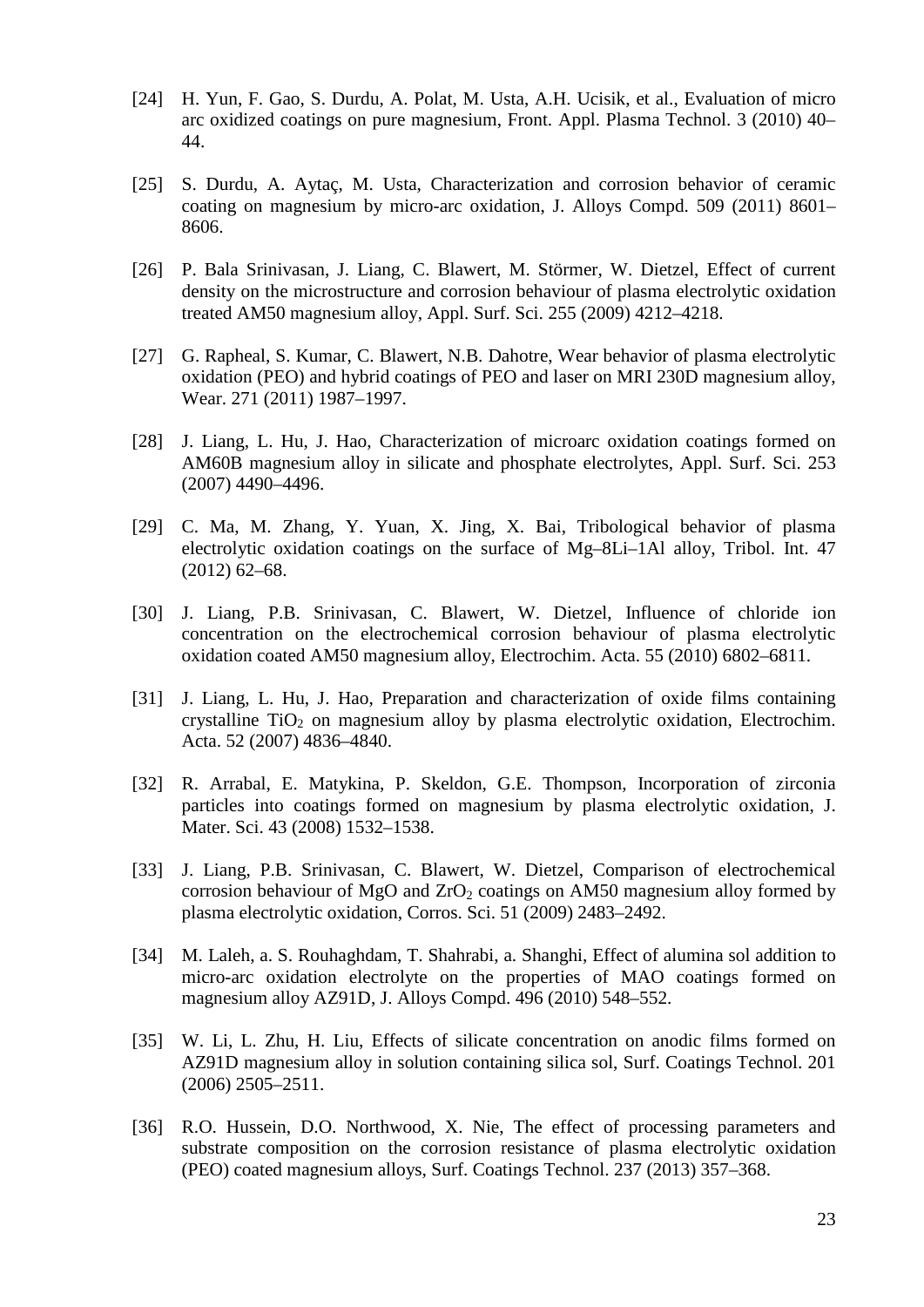[24] H. Yun, F. Gao, S. Durdu, A. Polat, M. Usta, A.H. Ucisik, et al., Evaluation of micro arc oxidized coatings on pure magnesium, Front. Appl. Plasma Technol. 3 (2010) 40–44.

[25] S. Durdu, A. Aytaç, M. Usta, Characterization and corrosion behavior of ceramic coating on magnesium by micro-arc oxidation, J. Alloys Compd. 509 (2011) 8601–8606.

[26] P. Bala Srinivasan, J. Liang, C. Blawert, M. Störmer, W. Dietzel, Effect of current density on the microstructure and corrosion behaviour of plasma electrolytic oxidation treated AM50 magnesium alloy, Appl. Surf. Sci. 255 (2009) 4212–4218.

[27] G. Rapheal, S. Kumar, C. Blawert, N.B. Dahotre, Wear behavior of plasma electrolytic oxidation (PEO) and hybrid coatings of PEO and laser on MRI 230D magnesium alloy, Wear. 271 (2011) 1987–1997.

[28] J. Liang, L. Hu, J. Hao, Characterization of microarc oxidation coatings formed on AM60B magnesium alloy in silicate and phosphate electrolytes, Appl. Surf. Sci. 253 (2007) 4490–4496.

[29] C. Ma, M. Zhang, Y. Yuan, X. Jing, X. Bai, Tribological behavior of plasma electrolytic oxidation coatings on the surface of Mg–8Li–1Al alloy, Tribol. Int. 47 (2012) 62–68.

[30] J. Liang, P.B. Srinivasan, C. Blawert, W. Dietzel, Influence of chloride ion concentration on the electrochemical corrosion behaviour of plasma electrolytic oxidation coated AM50 magnesium alloy, Electrochim. Acta. 55 (2010) 6802–6811.

[31] J. Liang, L. Hu, J. Hao, Preparation and characterization of oxide films containing crystalline $TiO_2$ on magnesium alloy by plasma electrolytic oxidation, Electrochim. Acta. 52 (2007) 4836–4840.

[32] R. Arrabal, E. Matykina, P. Skeldon, G.E. Thompson, Incorporation of zirconia particles into coatings formed on magnesium by plasma electrolytic oxidation, J. Mater. Sci. 43 (2008) 1532–1538.

[33] J. Liang, P.B. Srinivasan, C. Blawert, W. Dietzel, Comparison of electrochemical corrosion behaviour of MgO and $ZrO_2$ coatings on AM50 magnesium alloy formed by plasma electrolytic oxidation, Corros. Sci. 51 (2009) 2483–2492.

[34] M. Laleh, a. S. Rouhaghdam, T. Shahrabi, a. Shanghi, Effect of alumina sol addition to micro-arc oxidation electrolyte on the properties of MAO coatings formed on magnesium alloy AZ91D, J. Alloys Compd. 496 (2010) 548–552.

[35] W. Li, L. Zhu, H. Liu, Effects of silicate concentration on anodic films formed on AZ91D magnesium alloy in solution containing silica sol, Surf. Coatings Technol. 201 (2006) 2505–2511.

[36] R.O. Hussein, D.O. Northwood, X. Nie, The effect of processing parameters and substrate composition on the corrosion resistance of plasma electrolytic oxidation (PEO) coated magnesium alloys, Surf. Coatings Technol. 237 (2013) 357–368.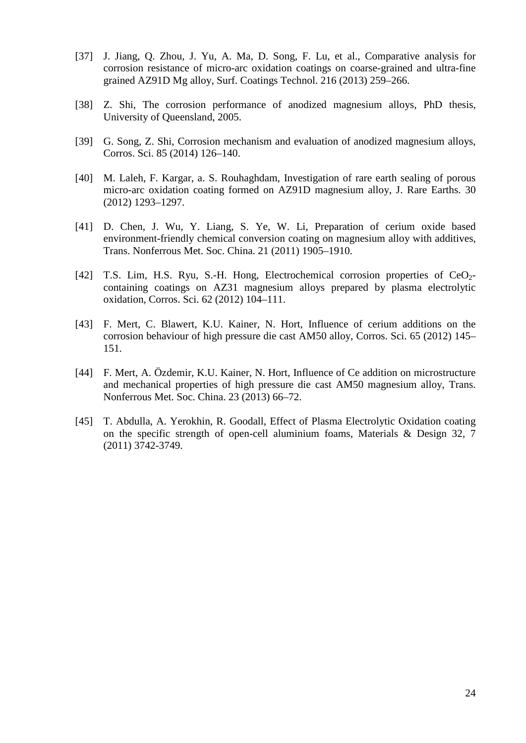[37] J. Jiang, Q. Zhou, J. Yu, A. Ma, D. Song, F. Lu, et al., Comparative analysis for corrosion resistance of micro-arc oxidation coatings on coarse-grained and ultra-fine grained AZ91D Mg alloy, Surf. Coatings Technol. 216 (2013) 259–266.

[38] Z. Shi, The corrosion performance of anodized magnesium alloys, PhD thesis, University of Queensland, 2005.

[39] G. Song, Z. Shi, Corrosion mechanism and evaluation of anodized magnesium alloys, Corros. Sci. 85 (2014) 126–140.

[40] M. Laleh, F. Kargar, a. S. Rouhaghdam, Investigation of rare earth sealing of porous micro-arc oxidation coating formed on AZ91D magnesium alloy, J. Rare Earths. 30 (2012) 1293–1297.

[41] D. Chen, J. Wu, Y. Liang, S. Ye, W. Li, Preparation of cerium oxide based environment-friendly chemical conversion coating on magnesium alloy with additives, Trans. Nonferrous Met. Soc. China. 21 (2011) 1905–1910.

[42] T.S. Lim, H.S. Ryu, S.-H. Hong, Electrochemical corrosion properties of $CeO_2$-containing coatings on AZ31 magnesium alloys prepared by plasma electrolytic oxidation, Corros. Sci. 62 (2012) 104–111.

[43] F. Mert, C. Blawert, K.U. Kainer, N. Hort, Influence of cerium additions on the corrosion behaviour of high pressure die cast AM50 alloy, Corros. Sci. 65 (2012) 145–151.

[44] F. Mert, A. Özdemir, K.U. Kainer, N. Hort, Influence of Ce addition on microstructure and mechanical properties of high pressure die cast AM50 magnesium alloy, Trans. Nonferrous Met. Soc. China. 23 (2013) 66–72.

[45] T. Abdulla, A. Yerokhin, R. Goodall, Effect of Plasma Electrolytic Oxidation coating on the specific strength of open-cell aluminium foams, Materials & Design 32, 7 (2011) 3742-3749.